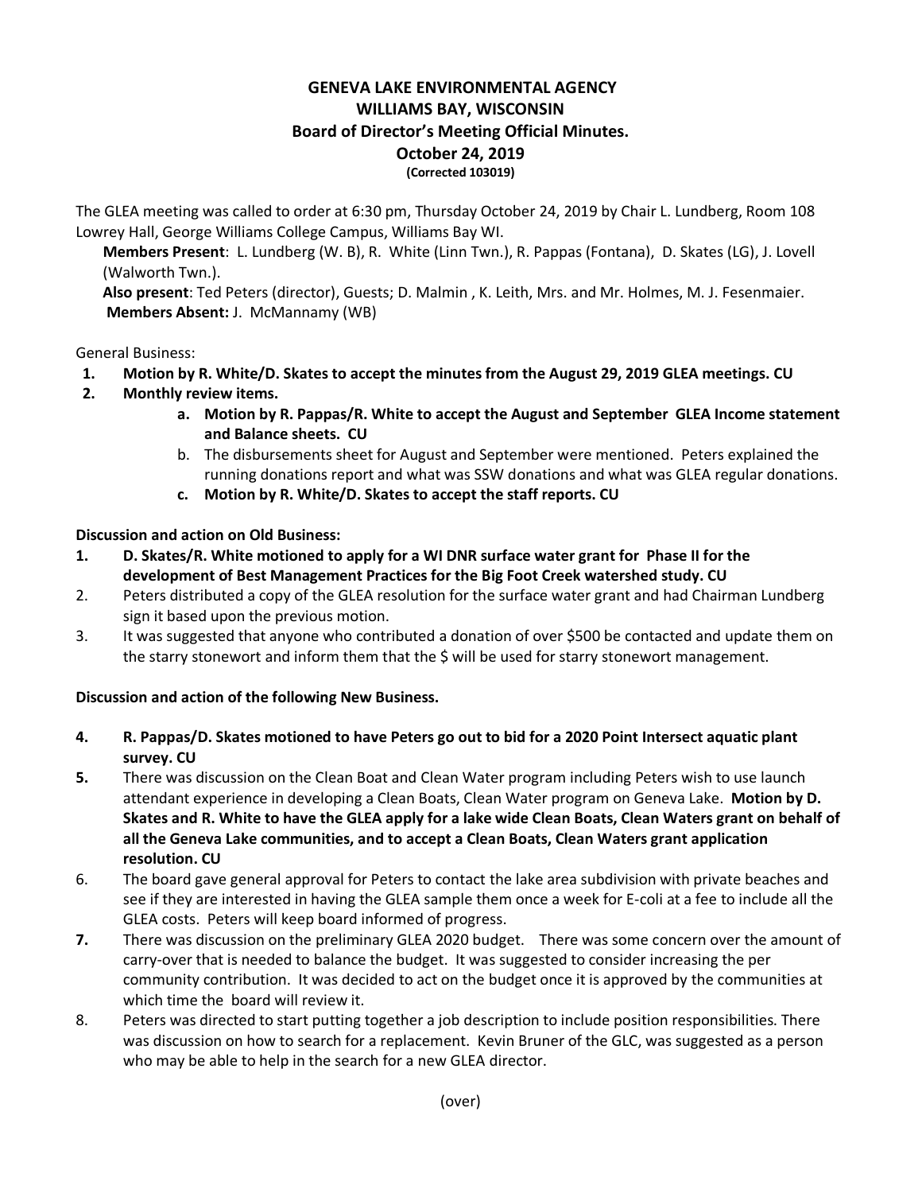# GENEVA LAKE ENVIRONMENTAL AGENCY
## WILLIAMS BAY, WISCONSIN
### Board of Director's Meeting Official Minutes.
### October 24, 2019
**(Corrected 103019)**

The GLEA meeting was called to order at 6:30 pm, Thursday October 24, 2019 by Chair L. Lundberg, Room 108 Lowrey Hall, George Williams College Campus, Williams Bay WI.

**Members Present**: L. Lundberg (W. B), R. White (Linn Twn.), R. Pappas (Fontana), D. Skates (LG), J. Lovell (Walworth Twn.).

**Also present**: Ted Peters (director), Guests; D. Malmin , K. Leith, Mrs. and Mr. Holmes, M. J. Fesenmaier.

**Members Absent:** J. McMannamy (WB)

General Business:

1. **Motion by R. White/D. Skates to accept the minutes from the August 29, 2019 GLEA meetings. CU**
2. **Monthly review items.**
   a. **Motion by R. Pappas/R. White to accept the August and September GLEA Income statement and Balance sheets. CU**
   b. The disbursements sheet for August and September were mentioned. Peters explained the running donations report and what was SSW donations and what was GLEA regular donations.
   c. **Motion by R. White/D. Skates to accept the staff reports. CU**

**Discussion and action on Old Business:**

1. **D. Skates/R. White motioned to apply for a WI DNR surface water grant for Phase II for the development of Best Management Practices for the Big Foot Creek watershed study. CU**
2. Peters distributed a copy of the GLEA resolution for the surface water grant and had Chairman Lundberg sign it based upon the previous motion.
3. It was suggested that anyone who contributed a donation of over $500 be contacted and update them on the starry stonewort and inform them that the $ will be used for starry stonewort management.

**Discussion and action of the following New Business.**

4. **R. Pappas/D. Skates motioned to have Peters go out to bid for a 2020 Point Intersect aquatic plant survey. CU**
5. There was discussion on the Clean Boat and Clean Water program including Peters wish to use launch attendant experience in developing a Clean Boats, Clean Water program on Geneva Lake. **Motion by D. Skates and R. White to have the GLEA apply for a lake wide Clean Boats, Clean Waters grant on behalf of all the Geneva Lake communities, and to accept a Clean Boats, Clean Waters grant application resolution. CU**
6. The board gave general approval for Peters to contact the lake area subdivision with private beaches and see if they are interested in having the GLEA sample them once a week for E-coli at a fee to include all the GLEA costs. Peters will keep board informed of progress.
7. There was discussion on the preliminary GLEA 2020 budget. There was some concern over the amount of carry-over that is needed to balance the budget. It was suggested to consider increasing the per community contribution. It was decided to act on the budget once it is approved by the communities at which time the board will review it.
8. Peters was directed to start putting together a job description to include position responsibilities. There was discussion on how to search for a replacement. Kevin Bruner of the GLC, was suggested as a person who may be able to help in the search for a new GLEA director.

(over)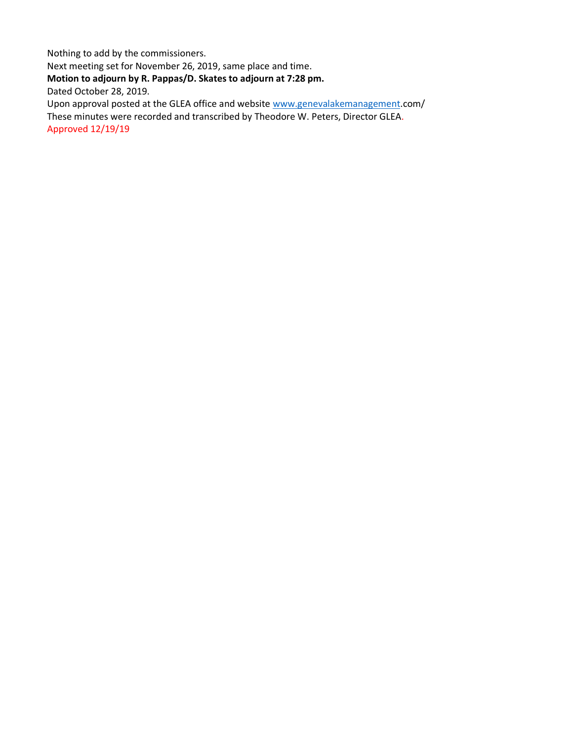Nothing to add by the commissioners.
Next meeting set for November 26, 2019, same place and time.
**Motion to adjourn by R. Pappas/D. Skates to adjourn at 7:28 pm.**
Dated October 28, 2019.
Upon approval posted at the GLEA office and website www.genevalakemanagement.com/
These minutes were recorded and transcribed by Theodore W. Peters, Director GLEA.
Approved 12/19/19